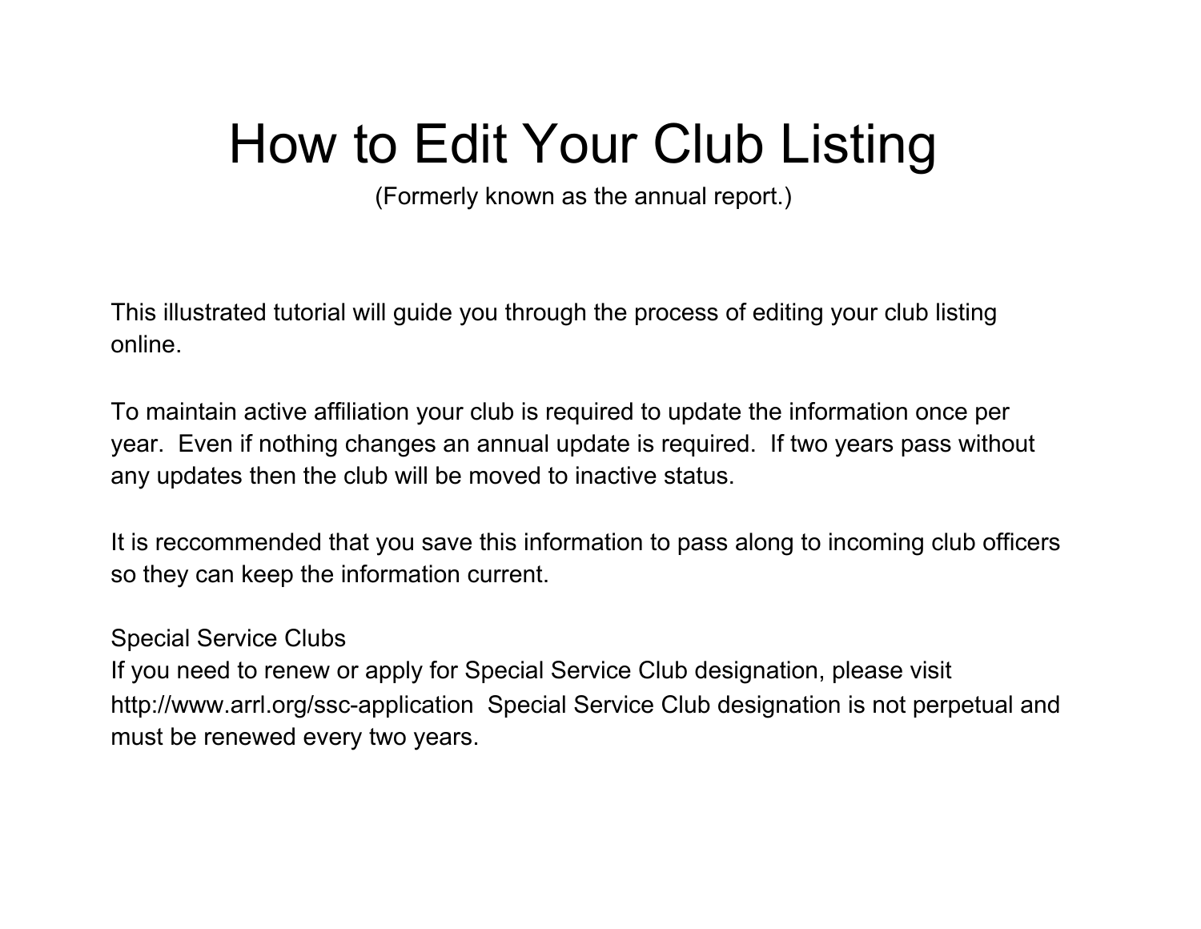# How to Edit Your Club Listing

(Formerly known as the annual report.)

This illustrated tutorial will guide you through the process of editing your club listing online.

To maintain active affiliation your club is required to update the information once per year. Even if nothing changes an annual update is required. If two years pass without any updates then the club will be moved to inactive status.

It is reccommended that you save this information to pass along to incoming club officers so they can keep the information current.

Special Service Clubs
If you need to renew or apply for Special Service Club designation, please visit http://www.arrl.org/ssc-application Special Service Club designation is not perpetual and must be renewed every two years.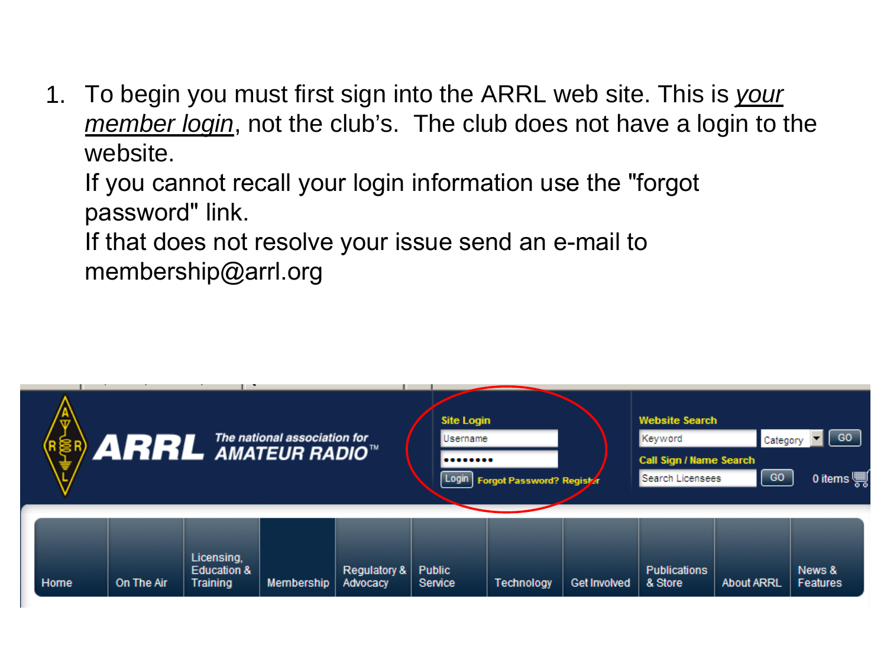1. To begin you must first sign into the ARRL web site. This is _your member login_, not the club's. The club does not have a login to the website.
   If you cannot recall your login information use the "forgot password" link.
   If that does not resolve your issue send an e-mail to membership@arrl.org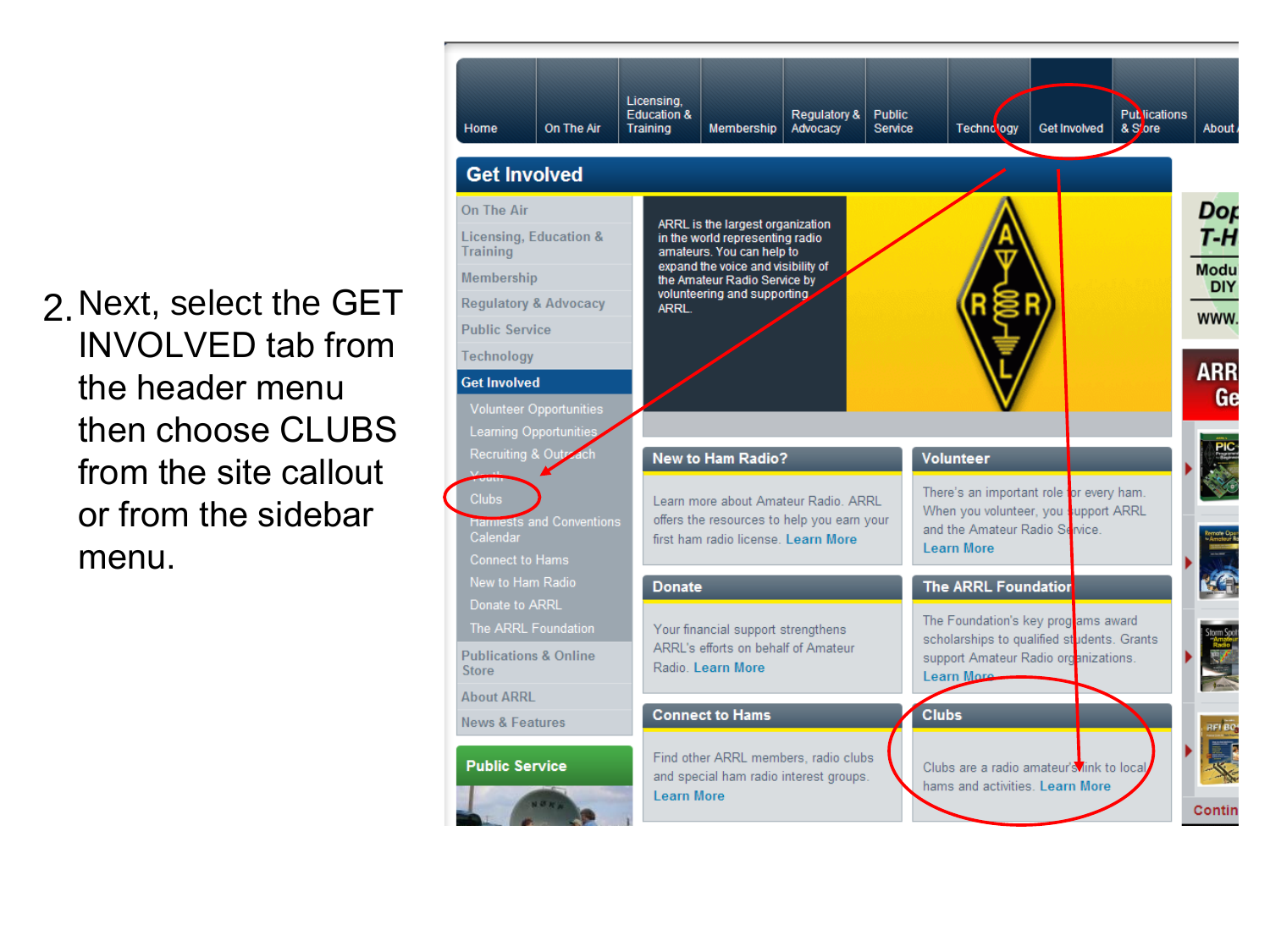2. Next, select the GET INVOLVED tab from the header menu then choose CLUBS from the site callout or from the sidebar menu.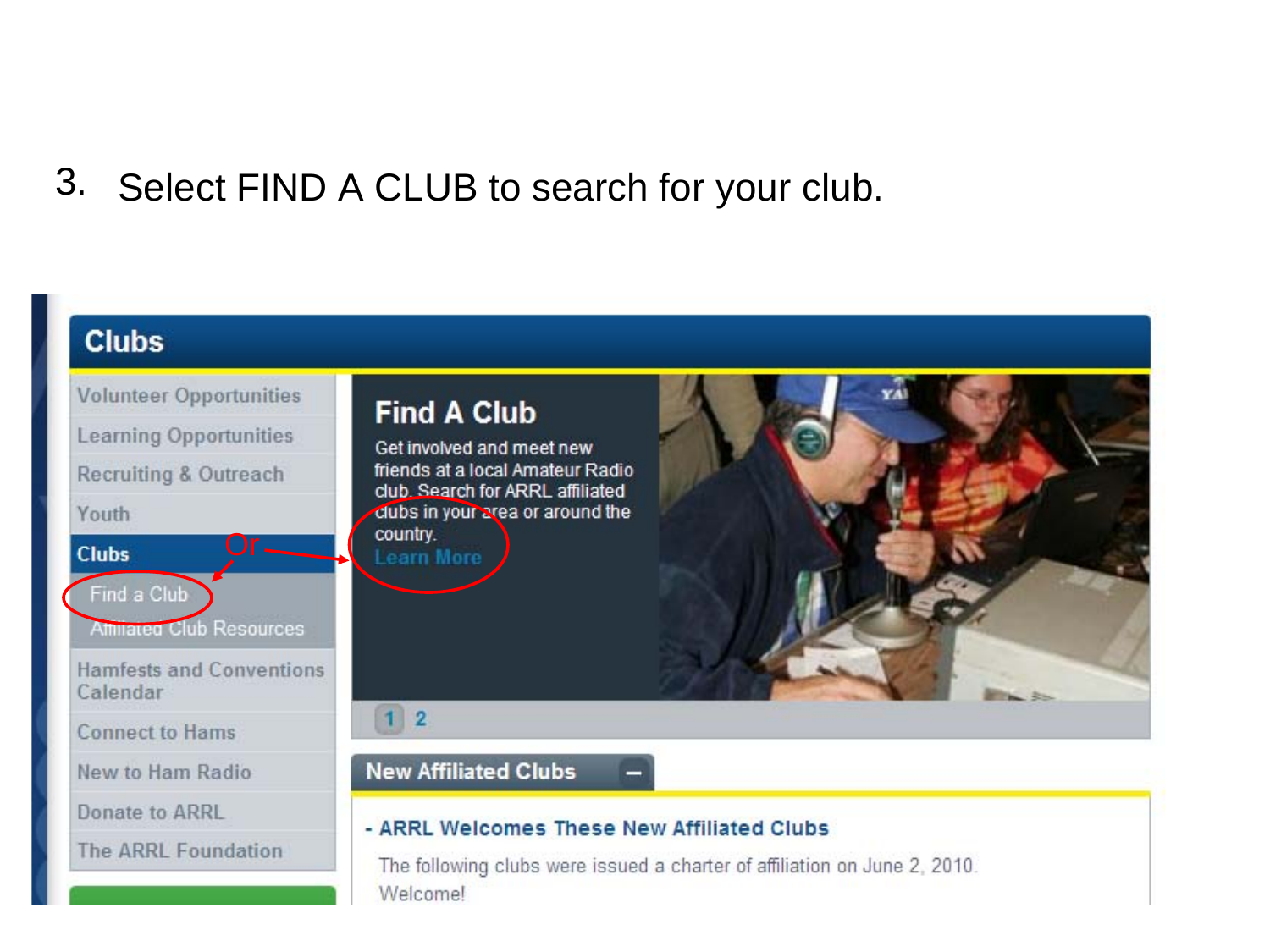3. Select FIND A CLUB to search for your club.

**Clubs**

- Volunteer Opportunities
- Learning Opportunities
- Recruiting & Outreach
- Youth
- **Clubs**
  - Find a Club
  - Affiliated Club Resources
- Hamfests and Conventions Calendar
- Connect to Hams
- New to Ham Radio
- Donate to ARRL
- The ARRL Foundation

Or

**Find A Club**

Get involved and meet new friends at a local Amateur Radio club. Search for ARRL affiliated clubs in your area or around the country.

Learn More

1 2

**New Affiliated Clubs**

- ARRL Welcomes These New Affiliated Clubs

The following clubs were issued a charter of affiliation on June 2, 2010. Welcome!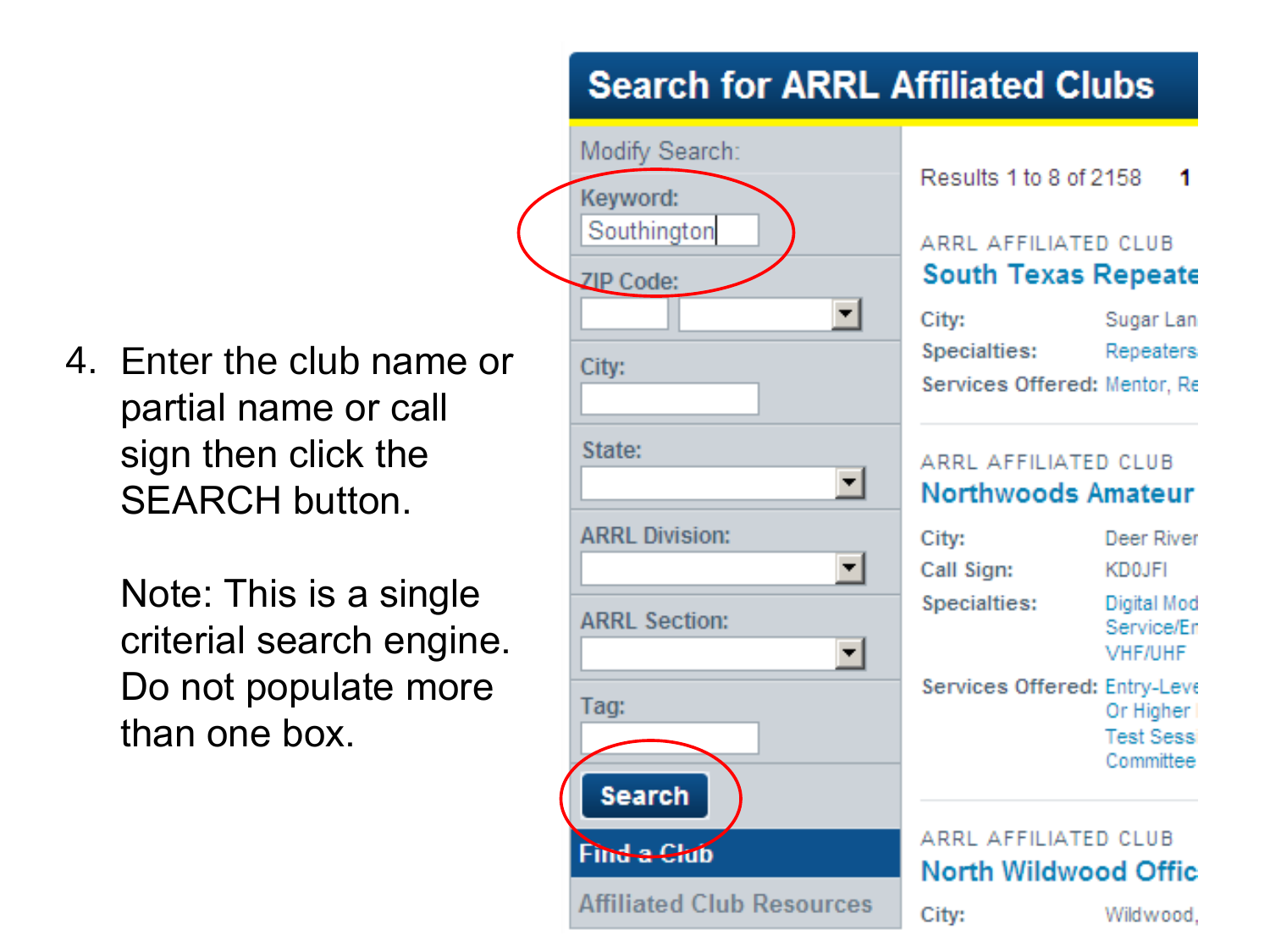4. Enter the club name or partial name or call sign then click the SEARCH button.

   Note: This is a single criterial search engine. Do not populate more than one box.

# Search for ARRL Affiliated Clubs

Modify Search:

Keyword: Southington

ZIP Code:

City:

State:

ARRL Division:

ARRL Section:

Tag:

Search

Find a Club

Affiliated Club Resources

Results 1 to 8 of 2158 1

ARRL AFFILIATED CLUB

**South Texas Repeate**

City: Sugar Lan

Specialties: Repeaters

Services Offered: Mentor, Re

ARRL AFFILIATED CLUB

**Northwoods Amateur**

City: Deer River

Call Sign: KD0JFI

Specialties: Digital Mod Service/Er VHF/UHF

Services Offered: Entry-Leve Or Higher Test Sess Committee

ARRL AFFILIATED CLUB

**North Wildwood Offic**

City: Wildwood,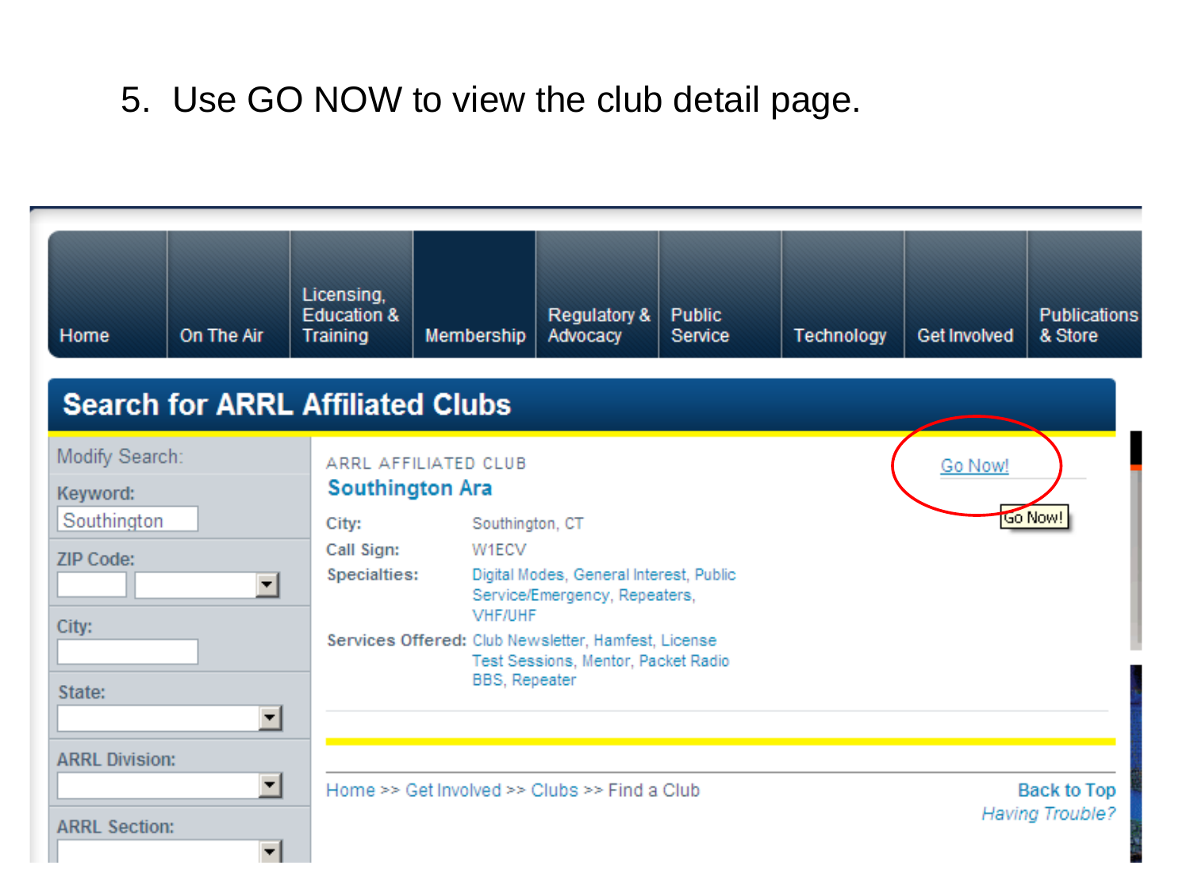5. Use GO NOW to view the club detail page.

Home | On The Air | Licensing, Education & Training | Membership | Regulatory & Advocacy | Public Service | Technology | Get Involved | Publications & Store

## Search for ARRL Affiliated Clubs

Modify Search:

Keyword: Southington

ZIP Code:

City:

State:

ARRL Division:

ARRL Section:

ARRL AFFILIATED CLUB

**Southington Ara**

Go Now!

| | |
|---|---|
| City: | Southington, CT |
| Call Sign: | W1ECV |
| Specialties: | Digital Modes, General Interest, Public Service/Emergency, Repeaters, VHF/UHF |
| Services Offered: | Club Newsletter, Hamfest, License Test Sessions, Mentor, Packet Radio BBS, Repeater |

Home >> Get Involved >> Clubs >> Find a Club

Back to Top

*Having Trouble?*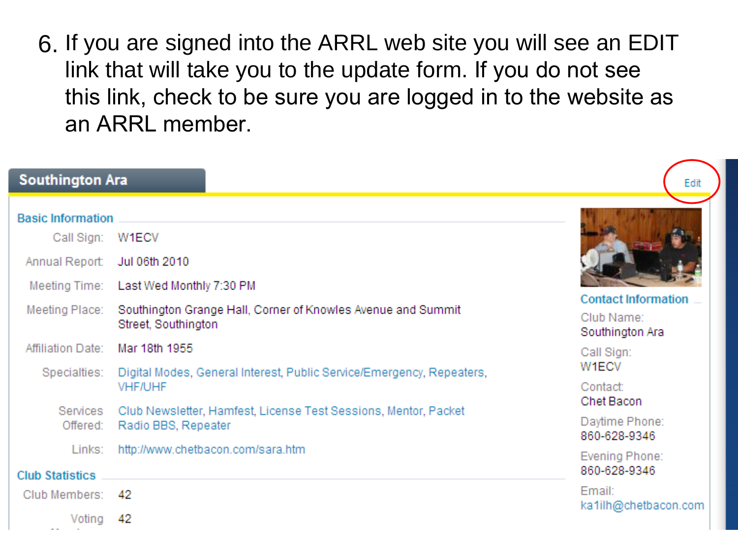6. If you are signed into the ARRL web site you will see an EDIT link that will take you to the update form. If you do not see this link, check to be sure you are logged in to the website as an ARRL member.

## Southington Ara

Edit

### Basic Information

Call Sign: W1ECV

Annual Report: Jul 06th 2010

Meeting Time: Last Wed Monthly 7:30 PM

Meeting Place: Southington Grange Hall, Corner of Knowles Avenue and Summit Street, Southington

Affiliation Date: Mar 18th 1955

Specialties: Digital Modes, General Interest, Public Service/Emergency, Repeaters, VHF/UHF

Services Offered: Club Newsletter, Hamfest, License Test Sessions, Mentor, Packet Radio BBS, Repeater

Links: http://www.chetbacon.com/sara.htm

### Club Statistics

Club Members: 42

Voting Members: 42

### Contact Information

Club Name: Southington Ara

Call Sign: W1ECV

Contact: Chet Bacon

Daytime Phone: 860-628-9346

Evening Phone: 860-628-9346

Email: ka1ilh@chetbacon.com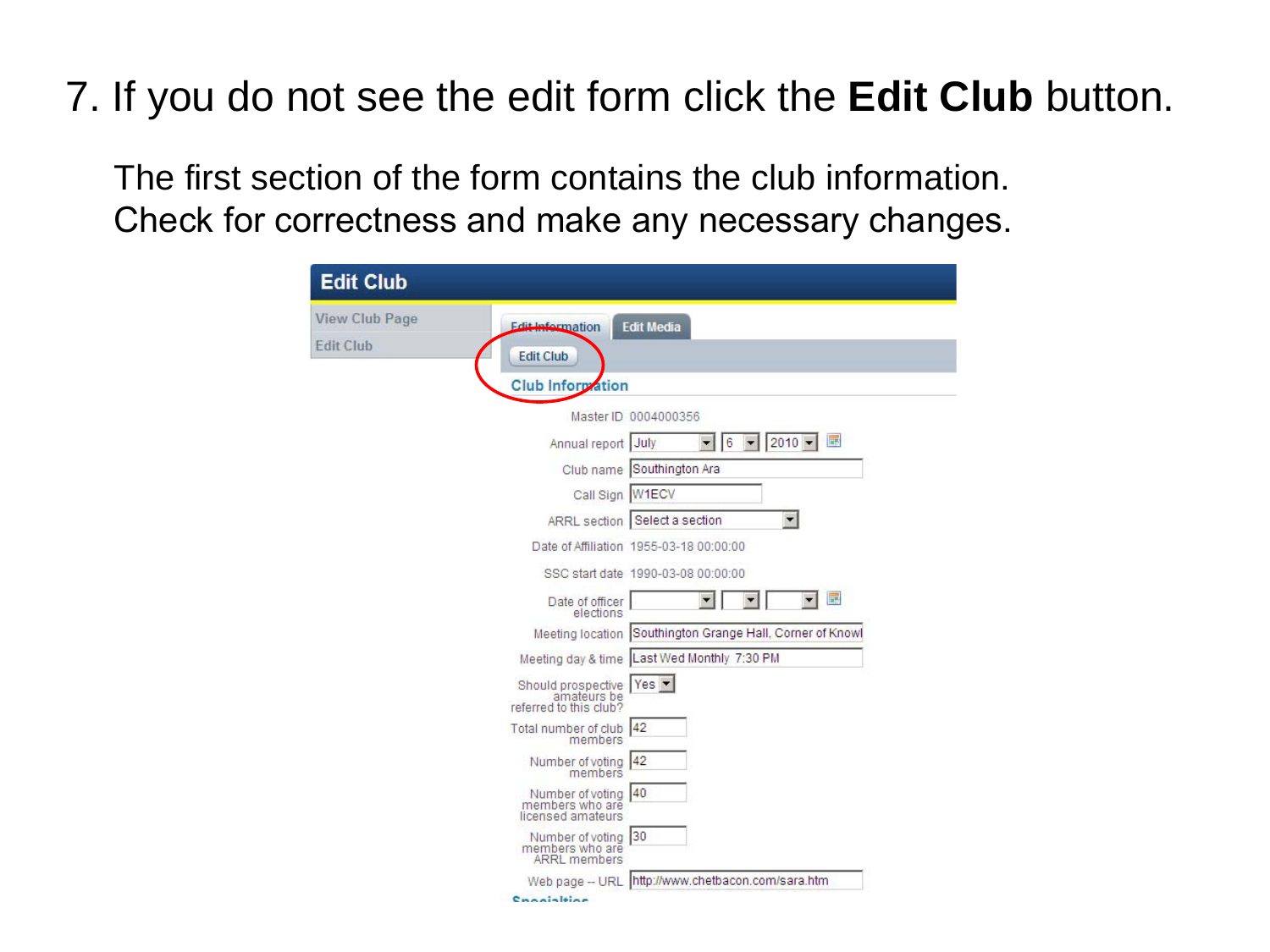7. If you do not see the edit form click the **Edit Club** button.

The first section of the form contains the club information. Check for correctness and make any necessary changes.

**Edit Club**

View Club Page
Edit Club

Edit Information | Edit Media

Edit Club

**Club Information**

Master ID 0004000356
Annual report July 6 2010
Club name Southington Ara
Call Sign W1ECV
ARRL section Select a section
Date of Affiliation 1955-03-18 00:00:00
SSC start date 1990-03-08 00:00:00
Date of officer elections
Meeting location Southington Grange Hall, Corner of Knowl
Meeting day & time Last Wed Monthly 7:30 PM
Should prospective amateurs be referred to this club? Yes
Total number of club members 42
Number of voting members 42
Number of voting members who are licensed amateurs 40
Number of voting members who are ARRL members 30
Web page -- URL http://www.chetbacon.com/sara.htm
Specialties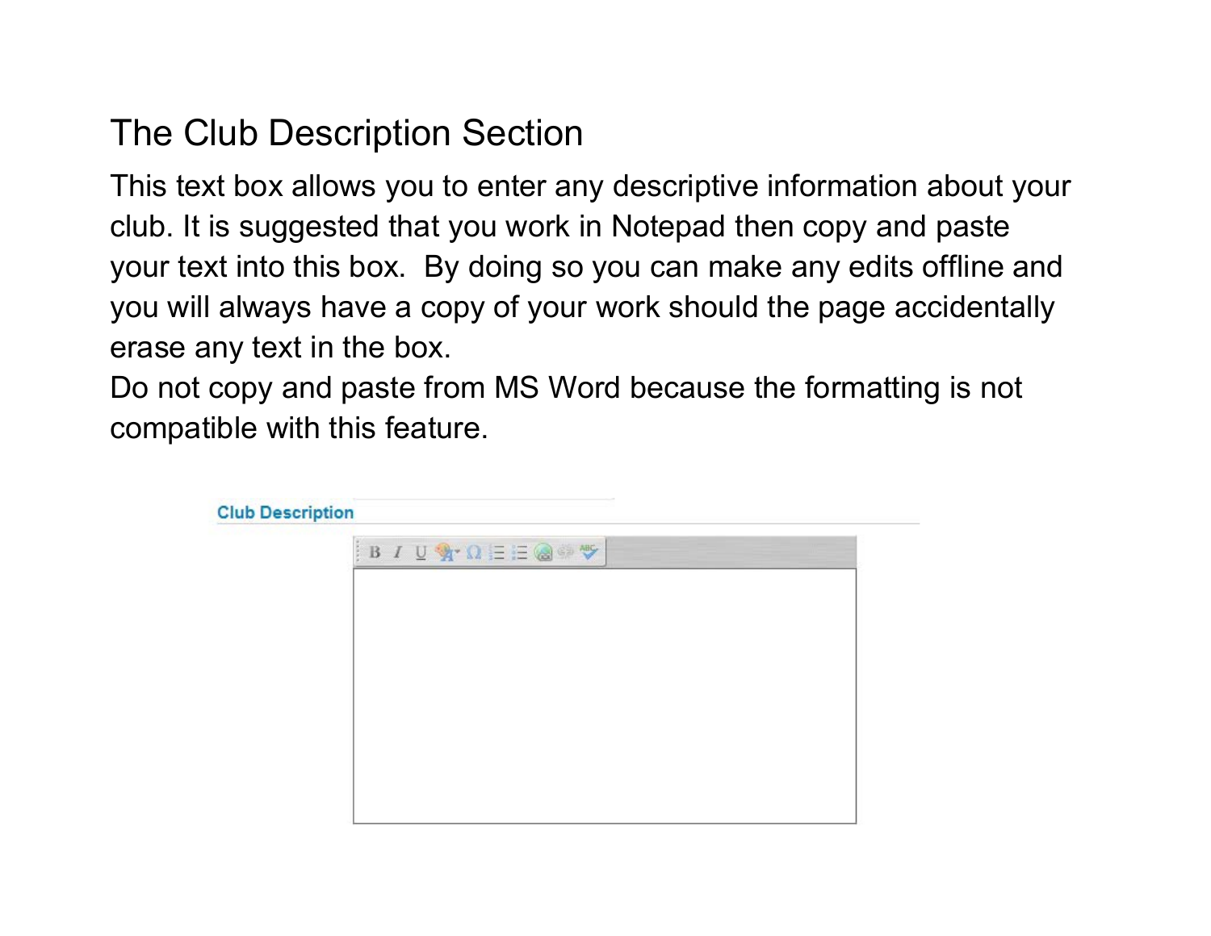## The Club Description Section

This text box allows you to enter any descriptive information about your club. It is suggested that you work in Notepad then copy and paste your text into this box. By doing so you can make any edits offline and you will always have a copy of your work should the page accidentally erase any text in the box.

Do not copy and paste from MS Word because the formatting is not compatible with this feature.

Club Description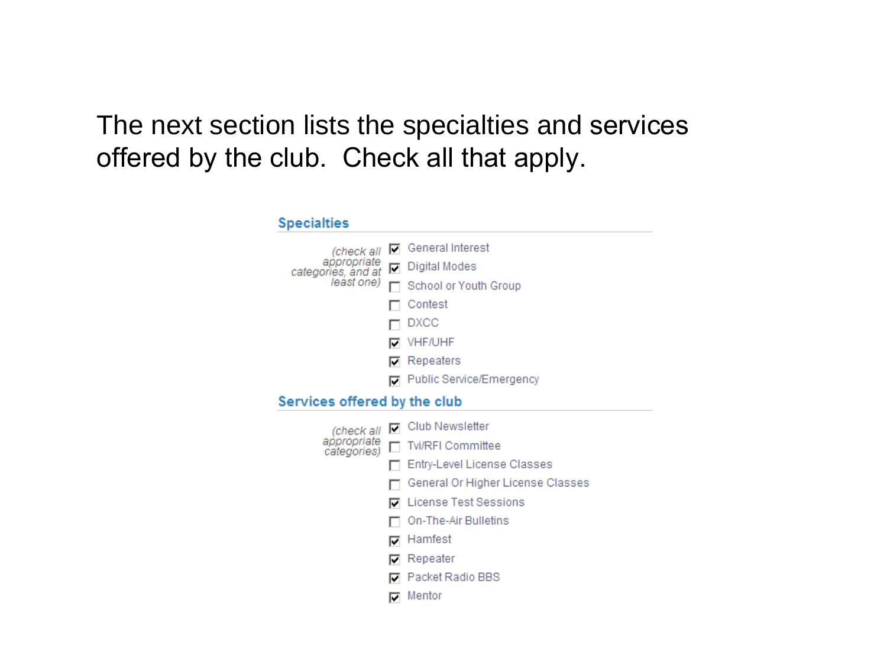The next section lists the specialties and services offered by the club. Check all that apply.

## Specialties

*(check all appropriate categories, and at least one)*

- [x] General Interest
- [x] Digital Modes
- [ ] School or Youth Group
- [ ] Contest
- [ ] DXCC
- [x] VHF/UHF
- [x] Repeaters
- [x] Public Service/Emergency

## Services offered by the club

*(check all appropriate categories)*

- [x] Club Newsletter
- [ ] Tvi/RFI Committee
- [ ] Entry-Level License Classes
- [ ] General Or Higher License Classes
- [x] License Test Sessions
- [ ] On-The-Air Bulletins
- [x] Hamfest
- [x] Repeater
- [x] Packet Radio BBS
- [x] Mentor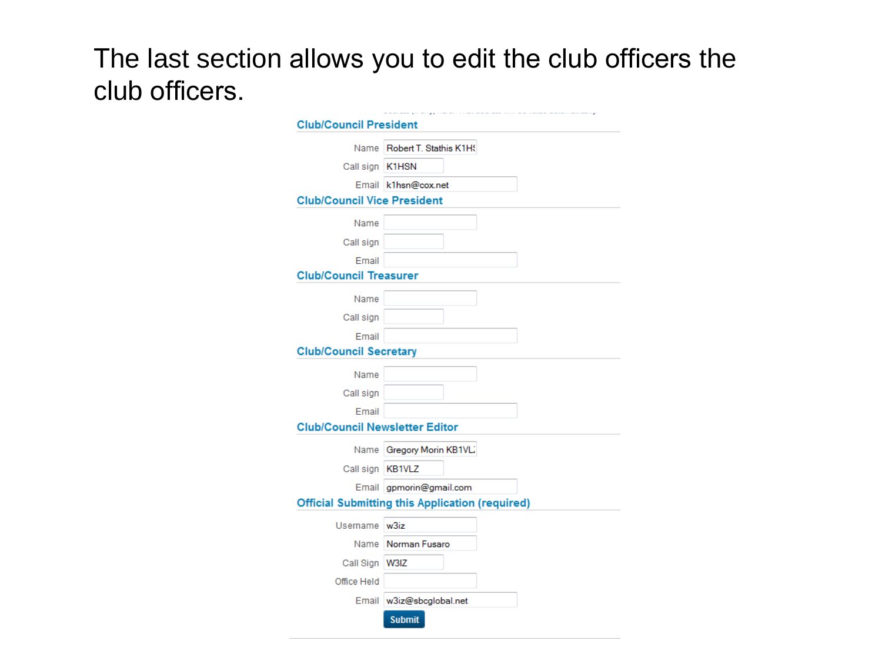The last section allows you to edit the club officers the club officers.

### Club/Council President

Name: Robert T. Stathis K1HS

Call sign: K1HSN

Email: k1hsn@cox.net

### Club/Council Vice President

Name:

Call sign:

Email:

### Club/Council Treasurer

Name:

Call sign:

Email:

### Club/Council Secretary

Name:

Call sign:

Email:

### Club/Council Newsletter Editor

Name: Gregory Morin KB1VL

Call sign: KB1VLZ

Email: gpmorin@gmail.com

### Official Submitting this Application (required)

Username: w3iz

Name: Norman Fusaro

Call Sign: W3IZ

Office Held:

Email: w3iz@sbcglobal.net

Submit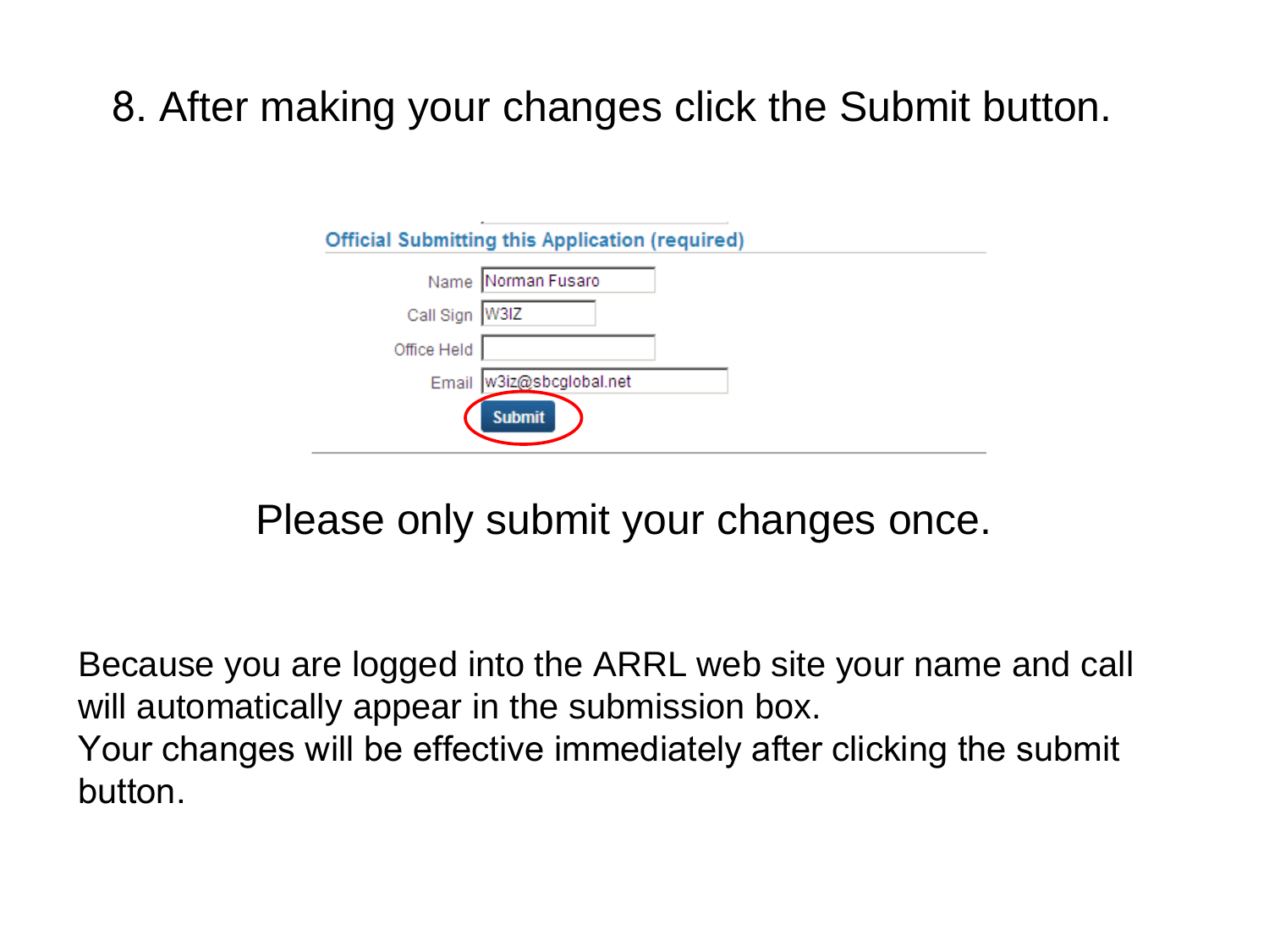# 8. After making your changes click the Submit button.

**Official Submitting this Application (required)**

Name: Norman Fusaro

Call Sign: W3IZ

Office Held:

Email: w3iz@sbcglobal.net

Submit

Please only submit your changes once.

Because you are logged into the ARRL web site your name and call will automatically appear in the submission box.
Your changes will be effective immediately after clicking the submit button.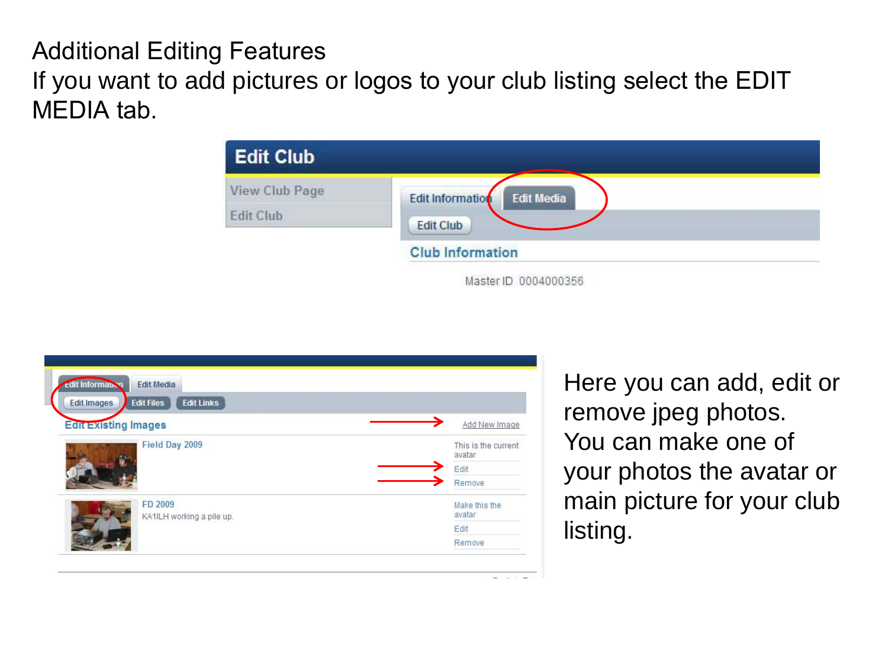# Additional Editing Features

If you want to add pictures or logos to your club listing select the EDIT MEDIA tab.

Here you can add, edit or remove jpeg photos. You can make one of your photos the avatar or main picture for your club listing.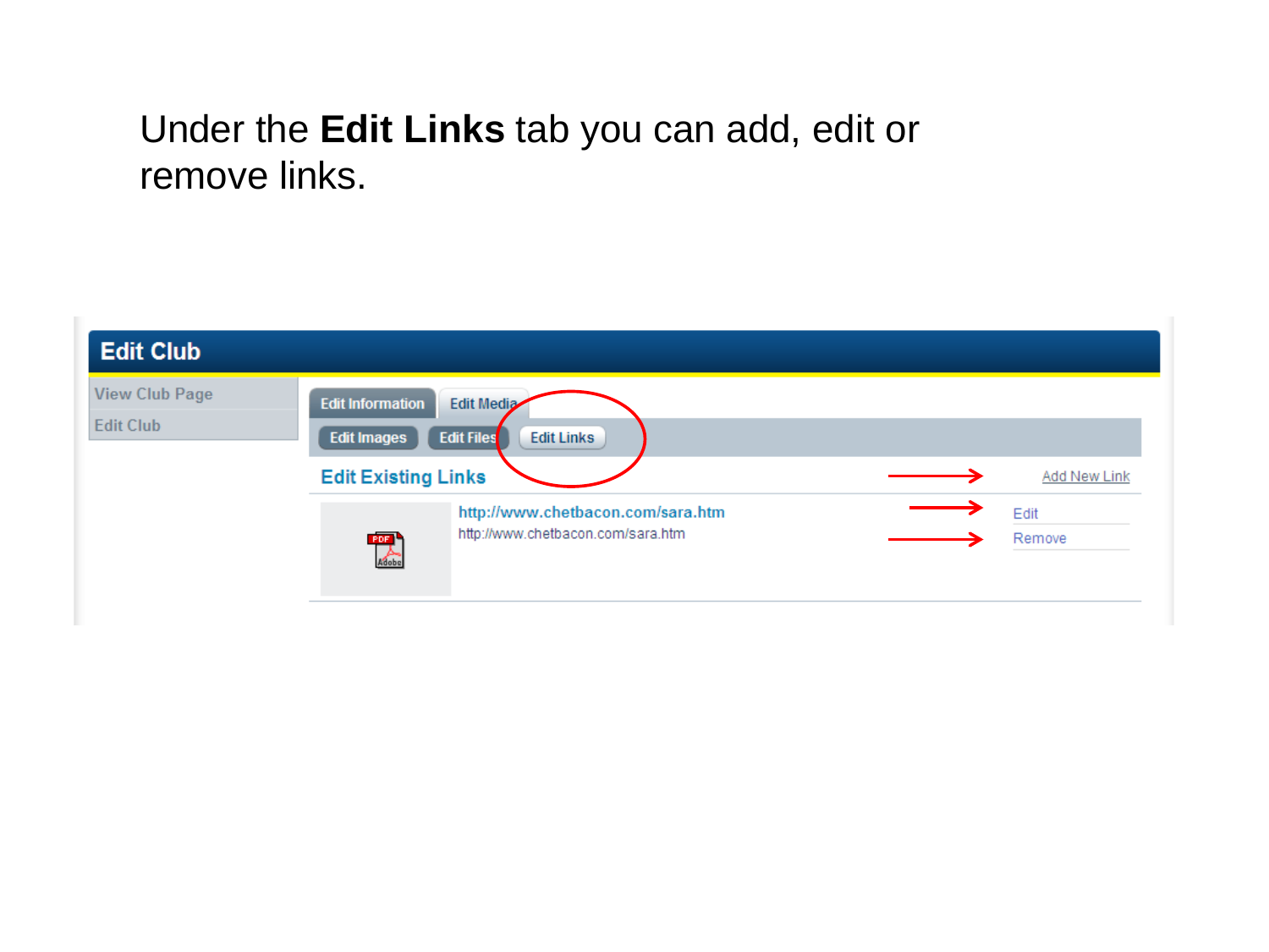Under the **Edit Links** tab you can add, edit or remove links.

**Edit Club**

View Club Page
Edit Club

Edit Information | Edit Media

Edit Images | Edit Files | Edit Links

**Edit Existing Links** — Add New Link

http://www.chetbacon.com/sara.htm
http://www.chetbacon.com/sara.htm

Edit
Remove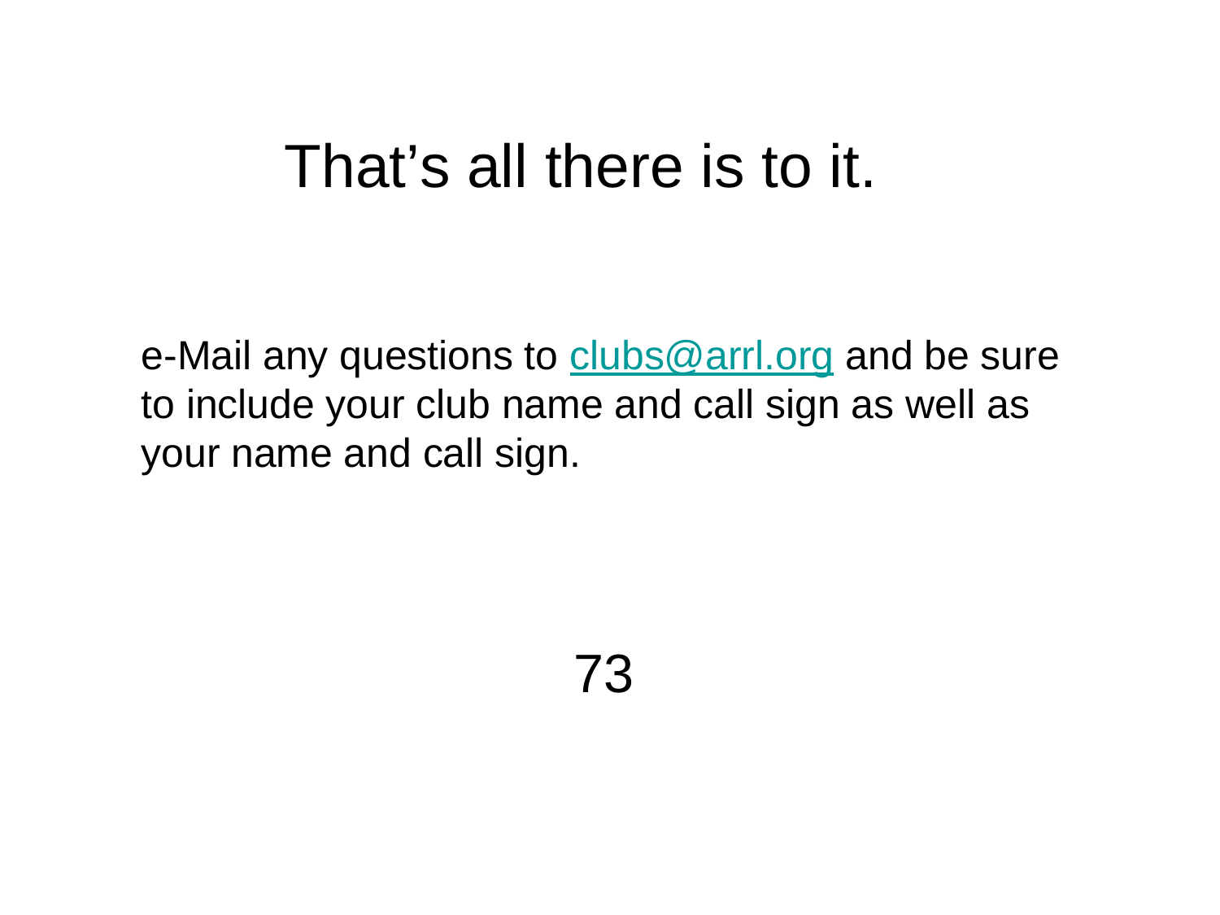# That’s all there is to it.

e-Mail any questions to clubs@arrl.org and be sure to include your club name and call sign as well as your name and call sign.

73